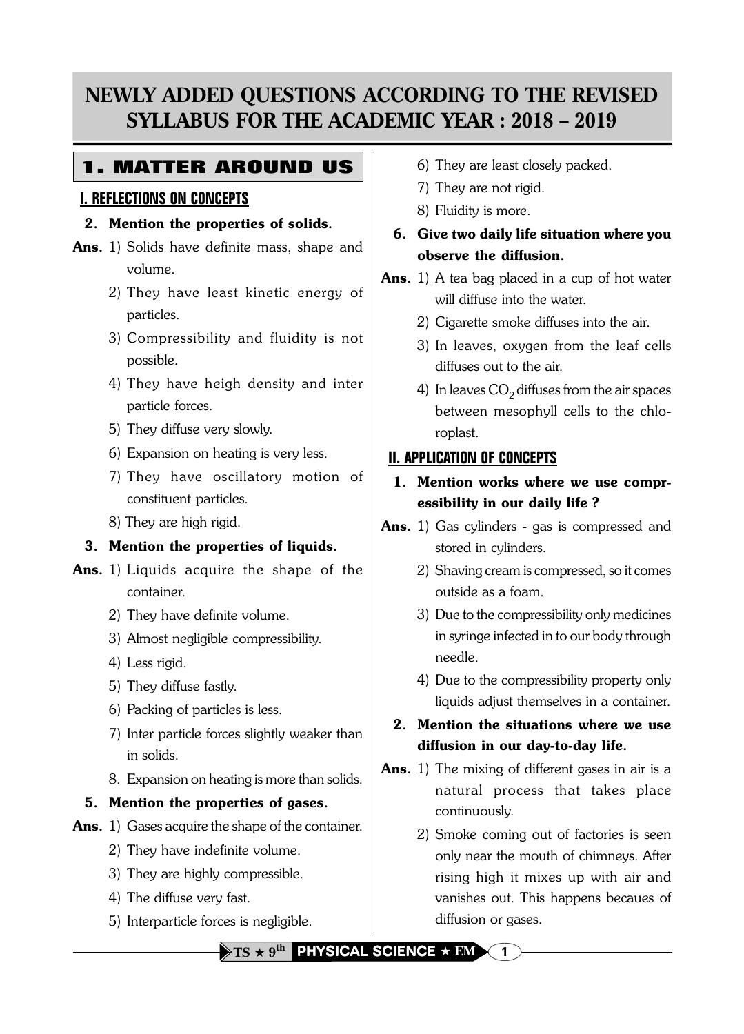# NEWLY ADDED QUESTIONS ACCORDING TO THE REVISED SYLLABUS FOR THE ACADEMIC YEAR : 2018 – 2019

## 1. MATTER AROUND US

### I. REFLECTIONS ON CONCEPTS

**2. Mention the properties of solids.**

**Ans.** 1) Solids have definite mass, shape and volume.
2) They have least kinetic energy of particles.
3) Compressibility and fluidity is not possible.
4) They have heigh density and inter particle forces.
5) They diffuse very slowly.
6) Expansion on heating is very less.
7) They have oscillatory motion of constituent particles.
8) They are high rigid.

**3. Mention the properties of liquids.**

**Ans.** 1) Liquids acquire the shape of the container.
2) They have definite volume.
3) Almost negligible compressibility.
4) Less rigid.
5) They diffuse fastly.
6) Packing of particles is less.
7) Inter particle forces slightly weaker than in solids.
8. Expansion on heating is more than solids.

**5. Mention the properties of gases.**

**Ans.** 1) Gases acquire the shape of the container.
2) They have indefinite volume.
3) They are highly compressible.
4) The diffuse very fast.
5) Interparticle forces is negligible.
6) They are least closely packed.
7) They are not rigid.
8) Fluidity is more.

**6. Give two daily life situation where you observe the diffusion.**

**Ans.** 1) A tea bag placed in a cup of hot water will diffuse into the water.
2) Cigarette smoke diffuses into the air.
3) In leaves, oxygen from the leaf cells diffuses out to the air.
4) In leaves $CO_2$ diffuses from the air spaces between mesophyll cells to the chloroplast.

### II. APPLICATION OF CONCEPTS

**1. Mention works where we use compressibility in our daily life ?**

**Ans.** 1) Gas cylinders - gas is compressed and stored in cylinders.
2) Shaving cream is compressed, so it comes outside as a foam.
3) Due to the compressibility only medicines in syringe infected in to our body through needle.
4) Due to the compressibility property only liquids adjust themselves in a container.

**2. Mention the situations where we use diffusion in our day-to-day life.**

**Ans.** 1) The mixing of different gases in air is a natural process that takes place continuously.
2) Smoke coming out of factories is seen only near the mouth of chimneys. After rising high it mixes up with air and vanishes out. This happens becaues of diffusion or gases.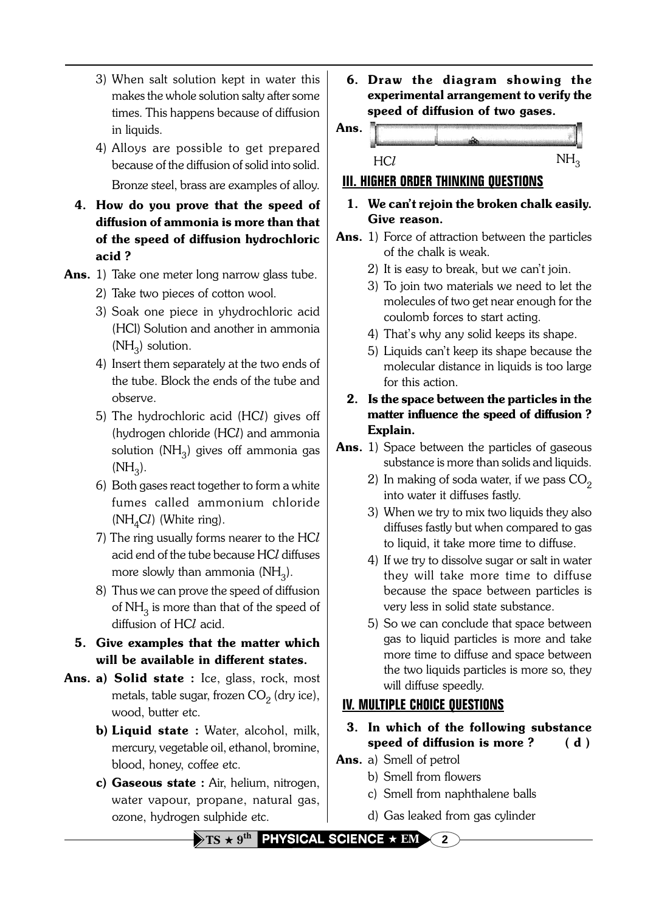3) When salt solution kept in water this makes the whole solution salty after some times. This happens because of diffusion in liquids.

4) Alloys are possible to get prepared because of the diffusion of solid into solid. Bronze steel, brass are examples of alloy.

**4. How do you prove that the speed of diffusion of ammonia is more than that of the speed of diffusion hydrochloric acid ?**

**Ans.** 1) Take one meter long narrow glass tube.

2) Take two pieces of cotton wool.

3) Soak one piece in yhydrochloric acid (HCl) Solution and another in ammonia ($NH_3$) solution.

4) Insert them separately at the two ends of the tube. Block the ends of the tube and observe.

5) The hydrochloric acid (HC*l*) gives off (hydrogen chloride (HC*l*) and ammonia solution ($NH_3$) gives off ammonia gas ($NH_3$).

6) Both gases react together to form a white fumes called ammonium chloride ($NH_4Cl$) (White ring).

7) The ring usually forms nearer to the HC*l* acid end of the tube because HC*l* diffuses more slowly than ammonia ($NH_3$).

8) Thus we can prove the speed of diffusion of $NH_3$ is more than that of the speed of diffusion of HC*l* acid.

**5. Give examples that the matter which will be available in different states.**

**Ans. a) Solid state :** Ice, glass, rock, most metals, table sugar, frozen $CO_2$ (dry ice), wood, butter etc.

**b) Liquid state :** Water, alcohol, milk, mercury, vegetable oil, ethanol, bromine, blood, honey, coffee etc.

**c) Gaseous state :** Air, helium, nitrogen, water vapour, propane, natural gas, ozone, hydrogen sulphide etc.

**6. Draw the diagram showing the experimental arrangement to verify the speed of diffusion of two gases.**

**Ans.**

HC*l* $NH_3$

## III. HIGHER ORDER THINKING QUESTIONS

**1. We can't rejoin the broken chalk easily. Give reason.**

**Ans.** 1) Force of attraction between the particles of the chalk is weak.

2) It is easy to break, but we can't join.

3) To join two materials we need to let the molecules of two get near enough for the coulomb forces to start acting.

4) That's why any solid keeps its shape.

5) Liquids can't keep its shape because the molecular distance in liquids is too large for this action.

**2. Is the space between the particles in the matter influence the speed of diffusion ? Explain.**

**Ans.** 1) Space between the particles of gaseous substance is more than solids and liquids.

2) In making of soda water, if we pass $CO_2$ into water it diffuses fastly.

3) When we try to mix two liquids they also diffuses fastly but when compared to gas to liquid, it take more time to diffuse.

4) If we try to dissolve sugar or salt in water they will take more time to diffuse because the space between particles is very less in solid state substance.

5) So we can conclude that space between gas to liquid particles is more and take more time to diffuse and space between the two liquids particles is more so, they will diffuse speedly.

## IV. MULTIPLE CHOICE QUESTIONS

**3. In which of the following substance speed of diffusion is more ? ( d )**

**Ans.** a) Smell of petrol

b) Smell from flowers

c) Smell from naphthalene balls

d) Gas leaked from gas cylinder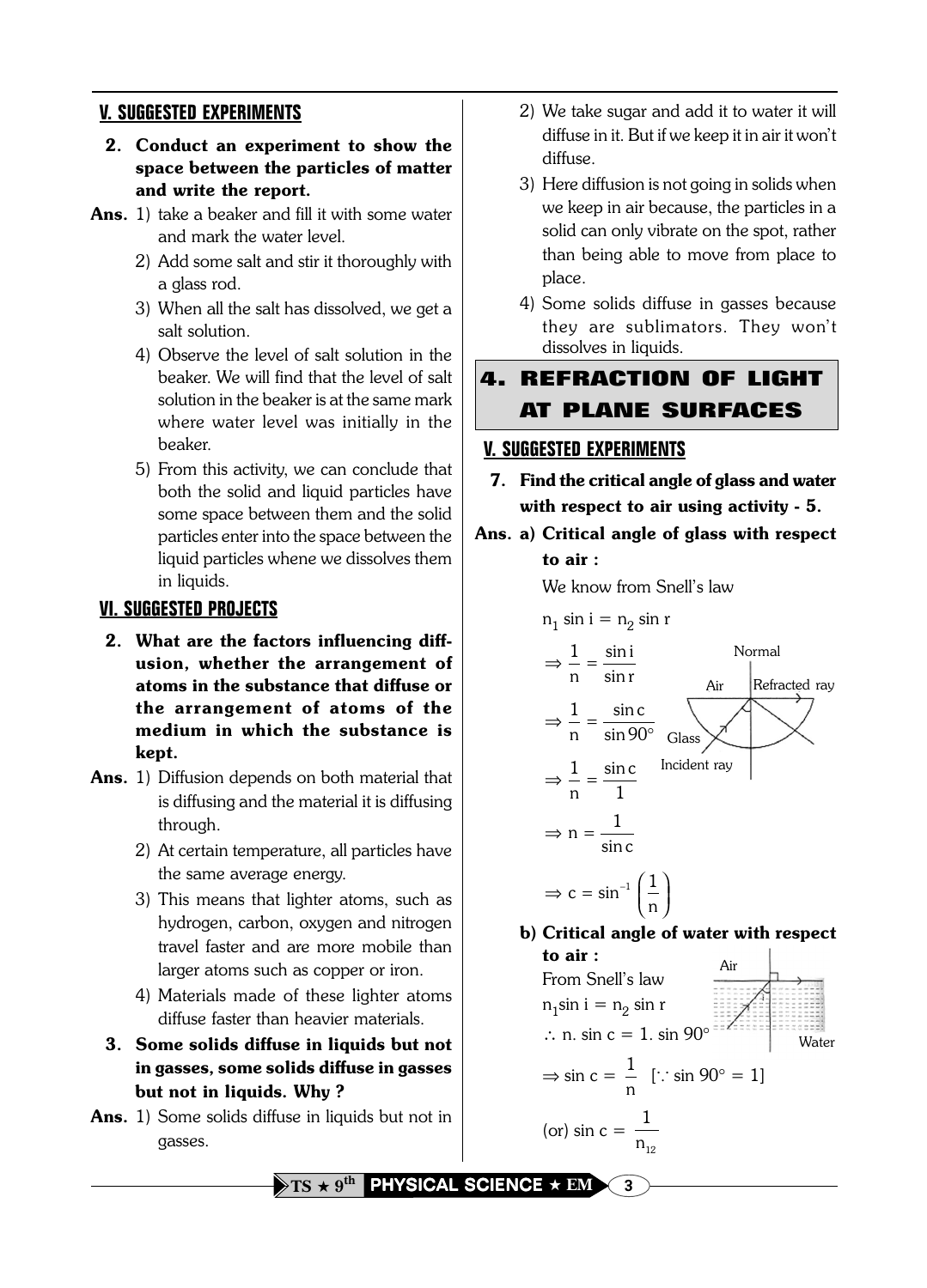## V. SUGGESTED EXPERIMENTS

**2. Conduct an experiment to show the space between the particles of matter and write the report.**

**Ans.** 1) take a beaker and fill it with some water and mark the water level.

2) Add some salt and stir it thoroughly with a glass rod.

3) When all the salt has dissolved, we get a salt solution.

4) Observe the level of salt solution in the beaker. We will find that the level of salt solution in the beaker is at the same mark where water level was initially in the beaker.

5) From this activity, we can conclude that both the solid and liquid particles have some space between them and the solid particles enter into the space between the liquid particles whene we dissolves them in liquids.

## VI. SUGGESTED PROJECTS

**2. What are the factors influencing diffusion, whether the arrangement of atoms in the substance that diffuse or the arrangement of atoms of the medium in which the substance is kept.**

**Ans.** 1) Diffusion depends on both material that is diffusing and the material it is diffusing through.

2) At certain temperature, all particles have the same average energy.

3) This means that lighter atoms, such as hydrogen, carbon, oxygen and nitrogen travel faster and are more mobile than larger atoms such as copper or iron.

4) Materials made of these lighter atoms diffuse faster than heavier materials.

**3. Some solids diffuse in liquids but not in gasses, some solids diffuse in gasses but not in liquids. Why ?**

**Ans.** 1) Some solids diffuse in liquids but not in gasses.

2) We take sugar and add it to water it will diffuse in it. But if we keep it in air it won't diffuse.

3) Here diffusion is not going in solids when we keep in air because, the particles in a solid can only vibrate on the spot, rather than being able to move from place to place.

4) Some solids diffuse in gasses because they are sublimators. They won't dissolves in liquids.

# 4. REFRACTION OF LIGHT AT PLANE SURFACES

## V. SUGGESTED EXPERIMENTS

**7. Find the critical angle of glass and water with respect to air using activity - 5.**

**Ans. a) Critical angle of glass with respect to air :**

We know from Snell's law

$n_1 \sin i = n_2 \sin r$

$$\Rightarrow \frac{1}{n} = \frac{\sin i}{\sin r}$$

$$\Rightarrow \frac{1}{n} = \frac{\sin c}{\sin 90^\circ}$$

$$\Rightarrow \frac{1}{n} = \frac{\sin c}{1}$$

$$\Rightarrow n = \frac{1}{\sin c}$$

$$\Rightarrow c = \sin^{-1}\left(\frac{1}{n}\right)$$

**b) Critical angle of water with respect to air :**

From Snell's law

$n_1 \sin i = n_2 \sin r$

$\therefore$ n. $\sin c = 1. \sin 90^\circ$

$$\Rightarrow \sin c = \frac{1}{n} \quad [\because \sin 90^\circ = 1]$$

$$\text{(or) } \sin c = \frac{1}{n_{12}}$$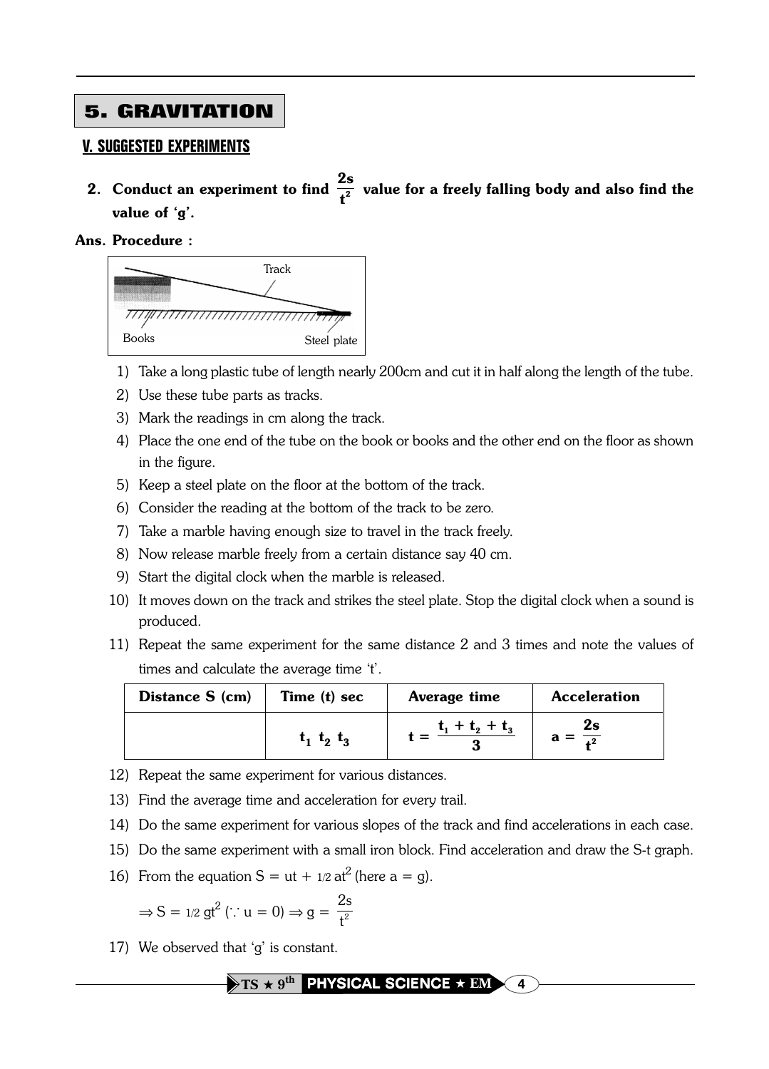# 5. GRAVITATION

## V. SUGGESTED EXPERIMENTS

**2. Conduct an experiment to find $\frac{2s}{t^2}$ value for a freely falling body and also find the value of 'g'.**

**Ans. Procedure :**

Track

Books

Steel plate

1) Take a long plastic tube of length nearly 200cm and cut it in half along the length of the tube.
2) Use these tube parts as tracks.
3) Mark the readings in cm along the track.
4) Place the one end of the tube on the book or books and the other end on the floor as shown in the figure.
5) Keep a steel plate on the floor at the bottom of the track.
6) Consider the reading at the bottom of the track to be zero.
7) Take a marble having enough size to travel in the track freely.
8) Now release marble freely from a certain distance say 40 cm.
9) Start the digital clock when the marble is released.
10) It moves down on the track and strikes the steel plate. Stop the digital clock when a sound is produced.
11) Repeat the same experiment for the same distance 2 and 3 times and note the values of times and calculate the average time 't'.

| Distance S (cm) | Time (t) sec | Average time | Acceleration |
|---|---|---|---|
| | $t_1$ $t_2$ $t_3$ | $t = \frac{t_1 + t_2 + t_3}{3}$ | $a = \frac{2s}{t^2}$ |

12) Repeat the same experiment for various distances.
13) Find the average time and acceleration for every trail.
14) Do the same experiment for various slopes of the track and find accelerations in each case.
15) Do the same experiment with a small iron block. Find acceleration and draw the S-t graph.
16) From the equation $S = ut + 1/2\, at^2$ (here $a = g$).

    $\Rightarrow S = 1/2\, gt^2$ ($\because u = 0$) $\Rightarrow g = \frac{2s}{t^2}$

17) We observed that 'g' is constant.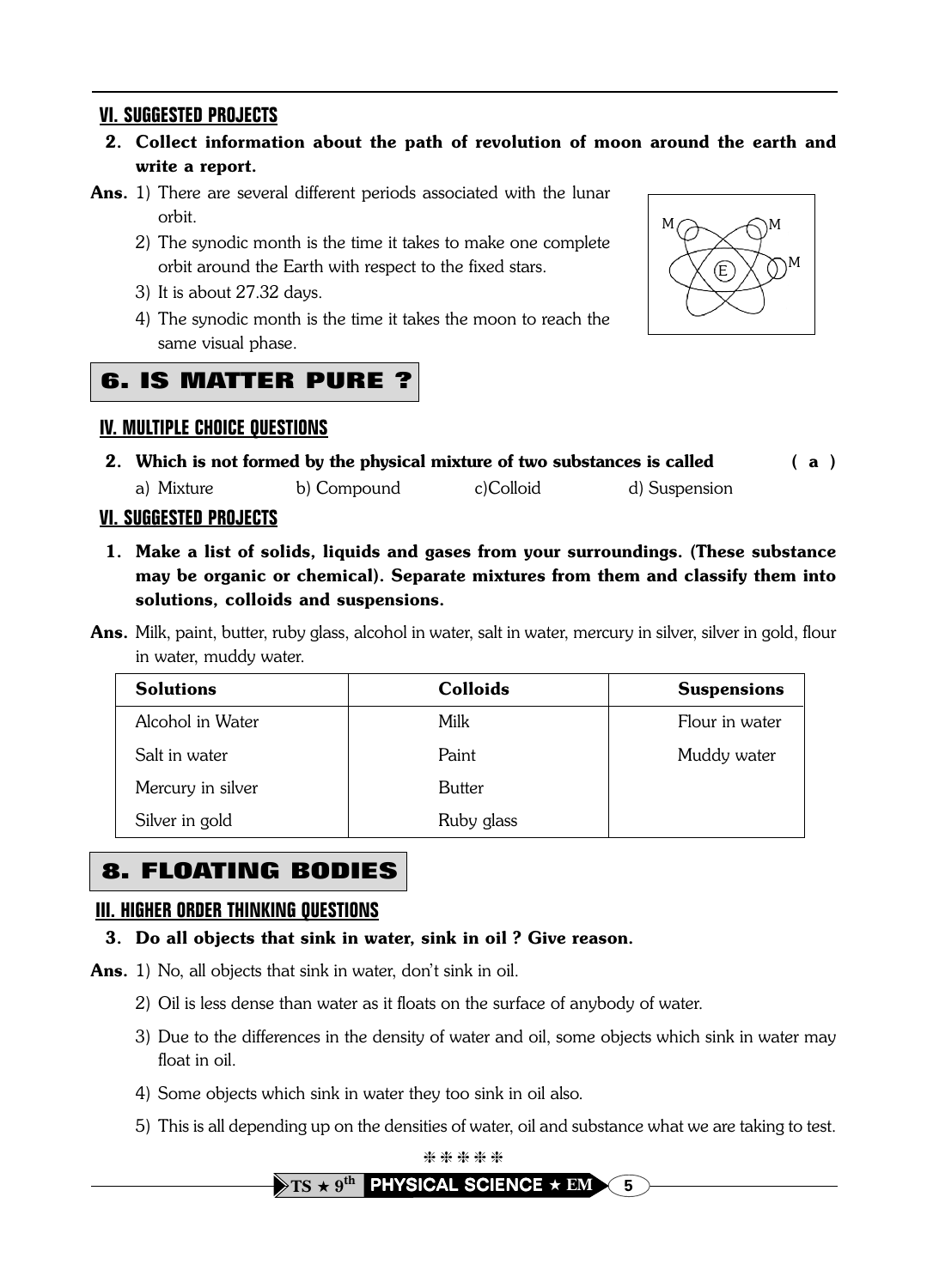### VI. SUGGESTED PROJECTS

**2. Collect information about the path of revolution of moon around the earth and write a report.**

**Ans.** 1) There are several different periods associated with the lunar orbit.

2) The synodic month is the time it takes to make one complete orbit around the Earth with respect to the fixed stars.

3) It is about 27.32 days.

4) The synodic month is the time it takes the moon to reach the same visual phase.

M
M
M
E

## 6. IS MATTER PURE ?

### IV. MULTIPLE CHOICE QUESTIONS

**2. Which is not formed by the physical mixture of two substances is called ( a )**

a) Mixture b) Compound c)Colloid d) Suspension

### VI. SUGGESTED PROJECTS

**1. Make a list of solids, liquids and gases from your surroundings. (These substance may be organic or chemical). Separate mixtures from them and classify them into solutions, colloids and suspensions.**

**Ans.** Milk, paint, butter, ruby glass, alcohol in water, salt in water, mercury in silver, silver in gold, flour in water, muddy water.

| Solutions | Colloids | Suspensions |
|---|---|---|
| Alcohol in Water | Milk | Flour in water |
| Salt in water | Paint | Muddy water |
| Mercury in silver | Butter | |
| Silver in gold | Ruby glass | |

## 8. FLOATING BODIES

### III. HIGHER ORDER THINKING QUESTIONS

**3. Do all objects that sink in water, sink in oil ? Give reason.**

**Ans.** 1) No, all objects that sink in water, don't sink in oil.

2) Oil is less dense than water as it floats on the surface of anybody of water.

3) Due to the differences in the density of water and oil, some objects which sink in water may float in oil.

4) Some objects which sink in water they too sink in oil also.

5) This is all depending up on the densities of water, oil and substance what we are taking to test.

\* \* \* \* \*